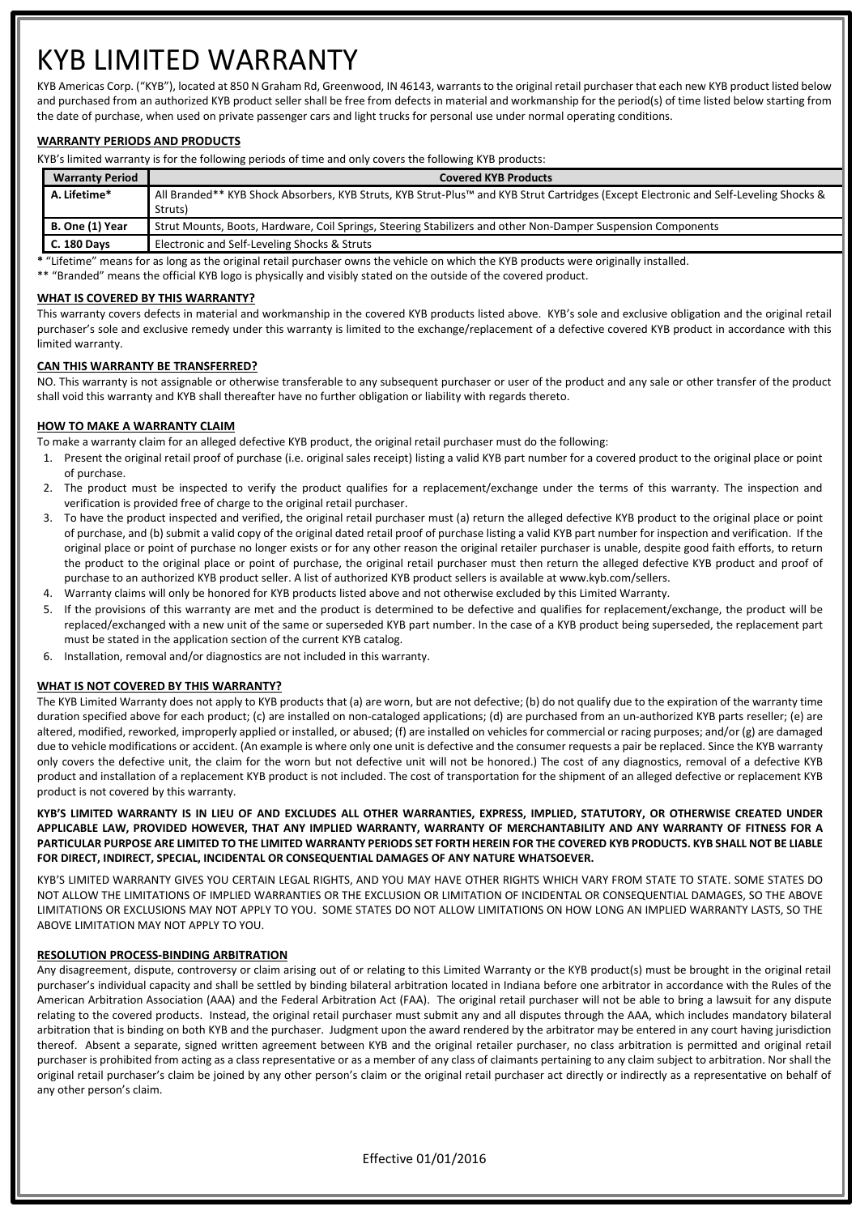# KYB LIMITED WARRANTY

KYB Americas Corp. ("KYB"), located at 850 N Graham Rd, Greenwood, IN 46143, warrants to the original retail purchaser that each new KYB product listed below and purchased from an authorized KYB product seller shall be free from defects in material and workmanship for the period(s) of time listed below starting from the date of purchase, when used on private passenger cars and light trucks for personal use under normal operating conditions.

## WARRANTY PERIODS AND PRODUCTS

KYB's limited warranty is for the following periods of time and only covers the following KYB products:

| Warranty Period | Covered KYB Products |
|---|---|
| A. Lifetime* | All Branded** KYB Shock Absorbers, KYB Struts, KYB Strut-Plus™ and KYB Strut Cartridges (Except Electronic and Self-Leveling Shocks & Struts) |
| B. One (1) Year | Strut Mounts, Boots, Hardware, Coil Springs, Steering Stabilizers and other Non-Damper Suspension Components |
| C. 180 Days | Electronic and Self-Leveling Shocks & Struts |

* "Lifetime" means for as long as the original retail purchaser owns the vehicle on which the KYB products were originally installed.

** "Branded" means the official KYB logo is physically and visibly stated on the outside of the covered product.

## WHAT IS COVERED BY THIS WARRANTY?

This warranty covers defects in material and workmanship in the covered KYB products listed above. KYB's sole and exclusive obligation and the original retail purchaser's sole and exclusive remedy under this warranty is limited to the exchange/replacement of a defective covered KYB product in accordance with this limited warranty.

## CAN THIS WARRANTY BE TRANSFERRED?

NO. This warranty is not assignable or otherwise transferable to any subsequent purchaser or user of the product and any sale or other transfer of the product shall void this warranty and KYB shall thereafter have no further obligation or liability with regards thereto.

## HOW TO MAKE A WARRANTY CLAIM

To make a warranty claim for an alleged defective KYB product, the original retail purchaser must do the following:

1. Present the original retail proof of purchase (i.e. original sales receipt) listing a valid KYB part number for a covered product to the original place or point of purchase.
2. The product must be inspected to verify the product qualifies for a replacement/exchange under the terms of this warranty. The inspection and verification is provided free of charge to the original retail purchaser.
3. To have the product inspected and verified, the original retail purchaser must (a) return the alleged defective KYB product to the original place or point of purchase, and (b) submit a valid copy of the original dated retail proof of purchase listing a valid KYB part number for inspection and verification. If the original place or point of purchase no longer exists or for any other reason the original retailer purchaser is unable, despite good faith efforts, to return the product to the original place or point of purchase, the original retail purchaser must then return the alleged defective KYB product and proof of purchase to an authorized KYB product seller. A list of authorized KYB product sellers is available at www.kyb.com/sellers.
4. Warranty claims will only be honored for KYB products listed above and not otherwise excluded by this Limited Warranty.
5. If the provisions of this warranty are met and the product is determined to be defective and qualifies for replacement/exchange, the product will be replaced/exchanged with a new unit of the same or superseded KYB part number. In the case of a KYB product being superseded, the replacement part must be stated in the application section of the current KYB catalog.
6. Installation, removal and/or diagnostics are not included in this warranty.

## WHAT IS NOT COVERED BY THIS WARRANTY?

The KYB Limited Warranty does not apply to KYB products that (a) are worn, but are not defective; (b) do not qualify due to the expiration of the warranty time duration specified above for each product; (c) are installed on non-cataloged applications; (d) are purchased from an un-authorized KYB parts reseller; (e) are altered, modified, reworked, improperly applied or installed, or abused; (f) are installed on vehicles for commercial or racing purposes; and/or (g) are damaged due to vehicle modifications or accident. (An example is where only one unit is defective and the consumer requests a pair be replaced. Since the KYB warranty only covers the defective unit, the claim for the worn but not defective unit will not be honored.) The cost of any diagnostics, removal of a defective KYB product and installation of a replacement KYB product is not included. The cost of transportation for the shipment of an alleged defective or replacement KYB product is not covered by this warranty.

**KYB'S LIMITED WARRANTY IS IN LIEU OF AND EXCLUDES ALL OTHER WARRANTIES, EXPRESS, IMPLIED, STATUTORY, OR OTHERWISE CREATED UNDER APPLICABLE LAW, PROVIDED HOWEVER, THAT ANY IMPLIED WARRANTY, WARRANTY OF MERCHANTABILITY AND ANY WARRANTY OF FITNESS FOR A PARTICULAR PURPOSE ARE LIMITED TO THE LIMITED WARRANTY PERIODS SET FORTH HEREIN FOR THE COVERED KYB PRODUCTS. KYB SHALL NOT BE LIABLE FOR DIRECT, INDIRECT, SPECIAL, INCIDENTAL OR CONSEQUENTIAL DAMAGES OF ANY NATURE WHATSOEVER.**

KYB'S LIMITED WARRANTY GIVES YOU CERTAIN LEGAL RIGHTS, AND YOU MAY HAVE OTHER RIGHTS WHICH VARY FROM STATE TO STATE. SOME STATES DO NOT ALLOW THE LIMITATIONS OF IMPLIED WARRANTIES OR THE EXCLUSION OR LIMITATION OF INCIDENTAL OR CONSEQUENTIAL DAMAGES, SO THE ABOVE LIMITATIONS OR EXCLUSIONS MAY NOT APPLY TO YOU. SOME STATES DO NOT ALLOW LIMITATIONS ON HOW LONG AN IMPLIED WARRANTY LASTS, SO THE ABOVE LIMITATION MAY NOT APPLY TO YOU.

## RESOLUTION PROCESS-BINDING ARBITRATION

Any disagreement, dispute, controversy or claim arising out of or relating to this Limited Warranty or the KYB product(s) must be brought in the original retail purchaser's individual capacity and shall be settled by binding bilateral arbitration located in Indiana before one arbitrator in accordance with the Rules of the American Arbitration Association (AAA) and the Federal Arbitration Act (FAA). The original retail purchaser will not be able to bring a lawsuit for any dispute relating to the covered products. Instead, the original retail purchaser must submit any and all disputes through the AAA, which includes mandatory bilateral arbitration that is binding on both KYB and the purchaser. Judgment upon the award rendered by the arbitrator may be entered in any court having jurisdiction thereof. Absent a separate, signed written agreement between KYB and the original retailer purchaser, no class arbitration is permitted and original retail purchaser is prohibited from acting as a class representative or as a member of any class of claimants pertaining to any claim subject to arbitration. Nor shall the original retail purchaser's claim be joined by any other person's claim or the original retail purchaser act directly or indirectly as a representative on behalf of any other person's claim.

Effective 01/01/2016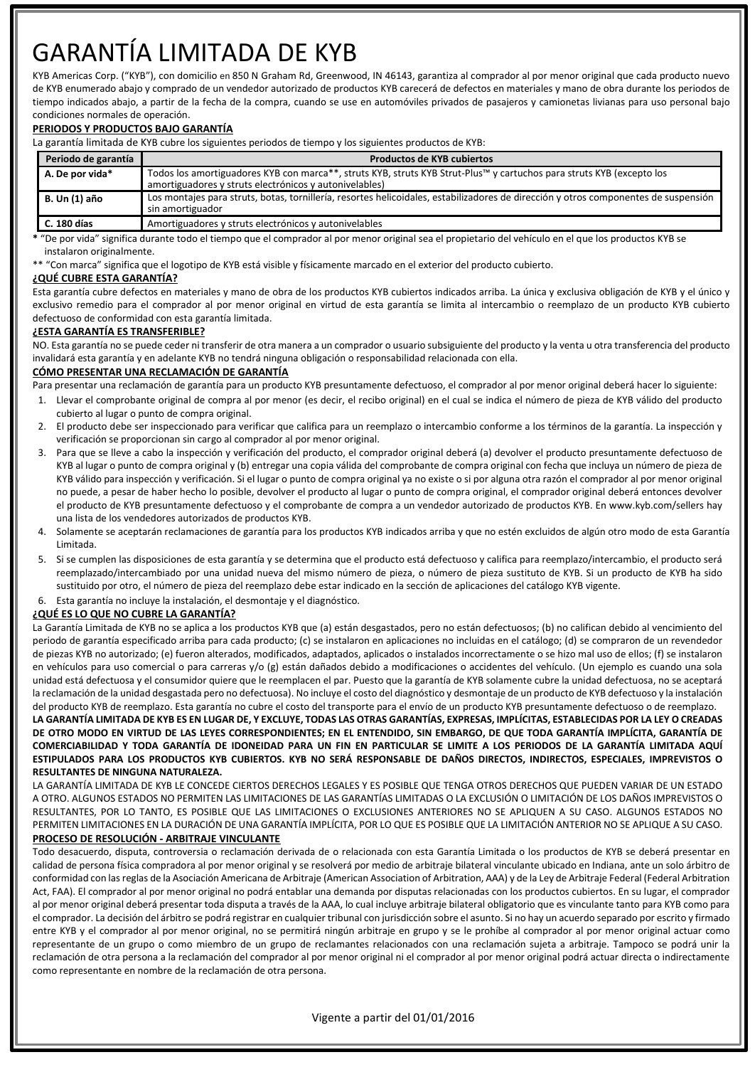# GARANTÍA LIMITADA DE KYB

KYB Americas Corp. ("KYB"), con domicilio en 850 N Graham Rd, Greenwood, IN 46143, garantiza al comprador al por menor original que cada producto nuevo de KYB enumerado abajo y comprado de un vendedor autorizado de productos KYB carecerá de defectos en materiales y mano de obra durante los periodos de tiempo indicados abajo, a partir de la fecha de la compra, cuando se use en automóviles privados de pasajeros y camionetas livianas para uso personal bajo condiciones normales de operación.

**PERIODOS Y PRODUCTOS BAJO GARANTÍA**

La garantía limitada de KYB cubre los siguientes periodos de tiempo y los siguientes productos de KYB:

| Periodo de garantía | Productos de KYB cubiertos |
|---|---|
| **A. De por vida*** | Todos los amortiguadores KYB con marca**, struts KYB, struts KYB Strut-Plus™ y cartuchos para struts KYB (excepto los amortiguadores y struts electrónicos y autonivelables) |
| **B. Un (1) año** | Los montajes para struts, botas, tornillería, resortes helicoidales, estabilizadores de dirección y otros componentes de suspensión sin amortiguador |
| **C. 180 días** | Amortiguadores y struts electrónicos y autonivelables |

**\*** "De por vida" significa durante todo el tiempo que el comprador al por menor original sea el propietario del vehículo en el que los productos KYB se instalaron originalmente.

** "Con marca" significa que el logotipo de KYB está visible y físicamente marcado en el exterior del producto cubierto.

**¿QUÉ CUBRE ESTA GARANTÍA?**

Esta garantía cubre defectos en materiales y mano de obra de los productos KYB cubiertos indicados arriba. La única y exclusiva obligación de KYB y el único y exclusivo remedio para el comprador al por menor original en virtud de esta garantía se limita al intercambio o reemplazo de un producto KYB cubierto defectuoso de conformidad con esta garantía limitada.

**¿ESTA GARANTÍA ES TRANSFERIBLE?**

NO. Esta garantía no se puede ceder ni transferir de otra manera a un comprador o usuario subsiguiente del producto y la venta u otra transferencia del producto invalidará esta garantía y en adelante KYB no tendrá ninguna obligación o responsabilidad relacionada con ella.

**CÓMO PRESENTAR UNA RECLAMACIÓN DE GARANTÍA**

Para presentar una reclamación de garantía para un producto KYB presuntamente defectuoso, el comprador al por menor original deberá hacer lo siguiente:

1. Llevar el comprobante original de compra al por menor (es decir, el recibo original) en el cual se indica el número de pieza de KYB válido del producto cubierto al lugar o punto de compra original.
2. El producto debe ser inspeccionado para verificar que califica para un reemplazo o intercambio conforme a los términos de la garantía. La inspección y verificación se proporcionan sin cargo al comprador al por menor original.
3. Para que se lleve a cabo la inspección y verificación del producto, el comprador original deberá (a) devolver el producto presuntamente defectuoso de KYB al lugar o punto de compra original y (b) entregar una copia válida del comprobante de compra original con fecha que incluya un número de pieza de KYB válido para inspección y verificación. Si el lugar o punto de compra original ya no existe o si por alguna otra razón el comprador al por menor original no puede, a pesar de haber hecho lo posible, devolver el producto al lugar o punto de compra original, el comprador original deberá entonces devolver el producto de KYB presuntamente defectuoso y el comprobante de compra a un vendedor autorizado de productos KYB. En www.kyb.com/sellers hay una lista de los vendedores autorizados de productos KYB.
4. Solamente se aceptarán reclamaciones de garantía para los productos KYB indicados arriba y que no estén excluidos de algún otro modo de esta Garantía Limitada.
5. Si se cumplen las disposiciones de esta garantía y se determina que el producto está defectuoso y califica para reemplazo/intercambio, el producto será reemplazado/intercambiado por una unidad nueva del mismo número de pieza, o número de pieza sustituto de KYB. Si un producto de KYB ha sido sustituido por otro, el número de pieza del reemplazo debe estar indicado en la sección de aplicaciones del catálogo KYB vigente.
6. Esta garantía no incluye la instalación, el desmontaje y el diagnóstico.

**¿QUÉ ES LO QUE NO CUBRE LA GARANTÍA?**

La Garantía Limitada de KYB no se aplica a los productos KYB que (a) están desgastados, pero no están defectuosos; (b) no califican debido al vencimiento del periodo de garantía especificado arriba para cada producto; (c) se instalaron en aplicaciones no incluidas en el catálogo; (d) se compraron de un revendedor de piezas KYB no autorizado; (e) fueron alterados, modificados, adaptados, aplicados o instalados incorrectamente o se hizo mal uso de ellos; (f) se instalaron en vehículos para uso comercial o para carreras y/o (g) están dañados debido a modificaciones o accidentes del vehículo. (Un ejemplo es cuando una sola unidad está defectuosa y el consumidor quiere que le reemplacen el par. Puesto que la garantía de KYB solamente cubre la unidad defectuosa, no se aceptará la reclamación de la unidad desgastada pero no defectuosa). No incluye el costo del diagnóstico y desmontaje de un producto de KYB defectuoso y la instalación del producto KYB de reemplazo. Esta garantía no cubre el costo del transporte para el envío de un producto KYB presuntamente defectuoso o de reemplazo.

**LA GARANTÍA LIMITADA DE KYB ES EN LUGAR DE, Y EXCLUYE, TODAS LAS OTRAS GARANTÍAS, EXPRESAS, IMPLÍCITAS, ESTABLECIDAS POR LA LEY O CREADAS DE OTRO MODO EN VIRTUD DE LAS LEYES CORRESPONDIENTES; EN EL ENTENDIDO, SIN EMBARGO, DE QUE TODA GARANTÍA IMPLÍCITA, GARANTÍA DE COMERCIABILIDAD Y TODA GARANTÍA DE IDONEIDAD PARA UN FIN EN PARTICULAR SE LIMITE A LOS PERIODOS DE LA GARANTÍA LIMITADA AQUÍ ESTIPULADOS PARA LOS PRODUCTOS KYB CUBIERTOS. KYB NO SERÁ RESPONSABLE DE DAÑOS DIRECTOS, INDIRECTOS, ESPECIALES, IMPREVISTOS O RESULTANTES DE NINGUNA NATURALEZA.**

LA GARANTÍA LIMITADA DE KYB LE CONCEDE CIERTOS DERECHOS LEGALES Y ES POSIBLE QUE TENGA OTROS DERECHOS QUE PUEDEN VARIAR DE UN ESTADO A OTRO. ALGUNOS ESTADOS NO PERMITEN LAS LIMITACIONES DE LAS GARANTÍAS LIMITADAS O LA EXCLUSIÓN O LIMITACIÓN DE LOS DAÑOS IMPREVISTOS O RESULTANTES, POR LO TANTO, ES POSIBLE QUE LAS LIMITACIONES O EXCLUSIONES ANTERIORES NO SE APLIQUEN A SU CASO. ALGUNOS ESTADOS NO PERMITEN LIMITACIONES EN LA DURACIÓN DE UNA GARANTÍA IMPLÍCITA, POR LO QUE ES POSIBLE QUE LA LIMITACIÓN ANTERIOR NO SE APLIQUE A SU CASO.

**PROCESO DE RESOLUCIÓN - ARBITRAJE VINCULANTE**

Todo desacuerdo, disputa, controversia o reclamación derivada de o relacionada con esta Garantía Limitada o los productos de KYB se deberá presentar en calidad de persona física compradora al por menor original y se resolverá por medio de arbitraje bilateral vinculante ubicado en Indiana, ante un solo árbitro de conformidad con las reglas de la Asociación Americana de Arbitraje (American Association of Arbitration, AAA) y de la Ley de Arbitraje Federal (Federal Arbitration Act, FAA). El comprador al por menor original no podrá entablar una demanda por disputas relacionadas con los productos cubiertos. En su lugar, el comprador al por menor original deberá presentar toda disputa a través de la AAA, lo cual incluye arbitraje bilateral obligatorio que es vinculante tanto para KYB como para el comprador. La decisión del árbitro se podrá registrar en cualquier tribunal con jurisdicción sobre el asunto. Si no hay un acuerdo separado por escrito y firmado entre KYB y el comprador al por menor original, no se permitirá ningún arbitraje en grupo y se le prohíbe al comprador al por menor original actuar como representante de un grupo o como miembro de un grupo de reclamantes relacionados con una reclamación sujeta a arbitraje. Tampoco se podrá unir la reclamación de otra persona a la reclamación del comprador al por menor original ni el comprador al por menor original podrá actuar directa o indirectamente como representante en nombre de la reclamación de otra persona.

Vigente a partir del 01/01/2016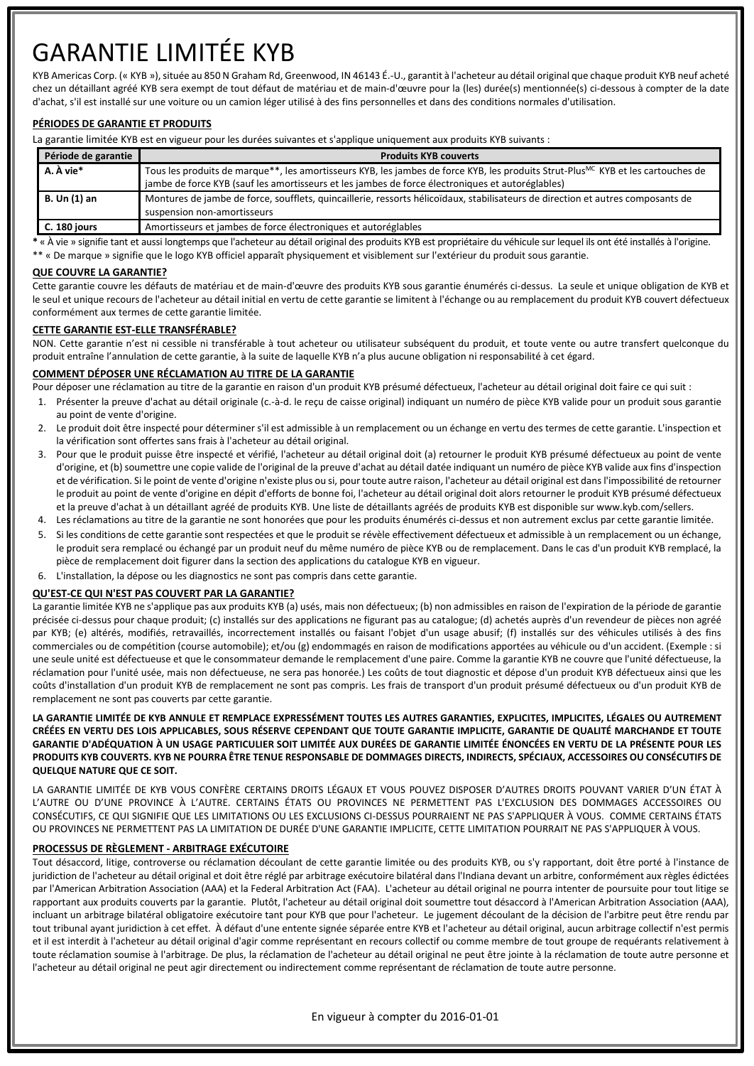# GARANTIE LIMITÉE KYB

KYB Americas Corp. (« KYB »), située au 850 N Graham Rd, Greenwood, IN 46143 É.-U., garantit à l'acheteur au détail original que chaque produit KYB neuf acheté chez un détaillant agréé KYB sera exempt de tout défaut de matériau et de main-d'œuvre pour la (les) durée(s) mentionnée(s) ci-dessous à compter de la date d'achat, s'il est installé sur une voiture ou un camion léger utilisé à des fins personnelles et dans des conditions normales d'utilisation.

### PÉRIODES DE GARANTIE ET PRODUITS

La garantie limitée KYB est en vigueur pour les durées suivantes et s'applique uniquement aux produits KYB suivants :

| Période de garantie | Produits KYB couverts |
|---|---|
| **A. À vie*** | Tous les produits de marque**, les amortisseurs KYB, les jambes de force KYB, les produits Strut-Plus$^{MC}$ KYB et les cartouches de jambe de force KYB (sauf les amortisseurs et les jambes de force électroniques et autoréglables) |
| **B. Un (1) an** | Montures de jambe de force, soufflets, quincaillerie, ressorts hélicoïdaux, stabilisateurs de direction et autres composants de suspension non-amortisseurs |
| **C. 180 jours** | Amortisseurs et jambes de force électroniques et autoréglables |

**\*** « À vie » signifie tant et aussi longtemps que l'acheteur au détail original des produits KYB est propriétaire du véhicule sur lequel ils ont été installés à l'origine.

** « De marque » signifie que le logo KYB officiel apparaît physiquement et visiblement sur l'extérieur du produit sous garantie.

### QUE COUVRE LA GARANTIE?

Cette garantie couvre les défauts de matériau et de main-d'œuvre des produits KYB sous garantie énumérés ci-dessus. La seule et unique obligation de KYB et le seul et unique recours de l'acheteur au détail initial en vertu de cette garantie se limitent à l'échange ou au remplacement du produit KYB couvert défectueux conformément aux termes de cette garantie limitée.

### CETTE GARANTIE EST-ELLE TRANSFÉRABLE?

NON. Cette garantie n'est ni cessible ni transférable à tout acheteur ou utilisateur subséquent du produit, et toute vente ou autre transfert quelconque du produit entraîne l'annulation de cette garantie, à la suite de laquelle KYB n'a plus aucune obligation ni responsabilité à cet égard.

### COMMENT DÉPOSER UNE RÉCLAMATION AU TITRE DE LA GARANTIE

Pour déposer une réclamation au titre de la garantie en raison d'un produit KYB présumé défectueux, l'acheteur au détail original doit faire ce qui suit :

1. Présenter la preuve d'achat au détail originale (c.-à-d. le reçu de caisse original) indiquant un numéro de pièce KYB valide pour un produit sous garantie au point de vente d'origine.
2. Le produit doit être inspecté pour déterminer s'il est admissible à un remplacement ou un échange en vertu des termes de cette garantie. L'inspection et la vérification sont offertes sans frais à l'acheteur au détail original.
3. Pour que le produit puisse être inspecté et vérifié, l'acheteur au détail original doit (a) retourner le produit KYB présumé défectueux au point de vente d'origine, et (b) soumettre une copie valide de l'original de la preuve d'achat au détail datée indiquant un numéro de pièce KYB valide aux fins d'inspection et de vérification. Si le point de vente d'origine n'existe plus ou si, pour toute autre raison, l'acheteur au détail original est dans l'impossibilité de retourner le produit au point de vente d'origine en dépit d'efforts de bonne foi, l'acheteur au détail original doit alors retourner le produit KYB présumé défectueux et la preuve d'achat à un détaillant agréé de produits KYB. Une liste de détaillants agréés de produits KYB est disponible sur www.kyb.com/sellers.
4. Les réclamations au titre de la garantie ne sont honorées que pour les produits énumérés ci-dessus et non autrement exclus par cette garantie limitée.
5. Si les conditions de cette garantie sont respectées et que le produit se révèle effectivement défectueux et admissible à un remplacement ou un échange, le produit sera remplacé ou échangé par un produit neuf du même numéro de pièce KYB ou de remplacement. Dans le cas d'un produit KYB remplacé, la pièce de remplacement doit figurer dans la section des applications du catalogue KYB en vigueur.
6. L'installation, la dépose ou les diagnostics ne sont pas compris dans cette garantie.

### QU'EST-CE QUI N'EST PAS COUVERT PAR LA GARANTIE?

La garantie limitée KYB ne s'applique pas aux produits KYB (a) usés, mais non défectueux; (b) non admissibles en raison de l'expiration de la période de garantie précisée ci-dessus pour chaque produit; (c) installés sur des applications ne figurant pas au catalogue; (d) achetés auprès d'un revendeur de pièces non agréé par KYB; (e) altérés, modifiés, retravaillés, incorrectement installés ou faisant l'objet d'un usage abusif; (f) installés sur des véhicules utilisés à des fins commerciales ou de compétition (course automobile); et/ou (g) endommagés en raison de modifications apportées au véhicule ou d'un accident. (Exemple : si une seule unité est défectueuse et que le consommateur demande le remplacement d'une paire. Comme la garantie KYB ne couvre que l'unité défectueuse, la réclamation pour l'unité usée, mais non défectueuse, ne sera pas honorée.) Les coûts de tout diagnostic et dépose d'un produit KYB défectueux ainsi que les coûts d'installation d'un produit KYB de remplacement ne sont pas compris. Les frais de transport d'un produit présumé défectueux ou d'un produit KYB de remplacement ne sont pas couverts par cette garantie.

**LA GARANTIE LIMITÉE DE KYB ANNULE ET REMPLACE EXPRESSÉMENT TOUTES LES AUTRES GARANTIES, EXPLICITES, IMPLICITES, LÉGALES OU AUTREMENT CRÉÉES EN VERTU DES LOIS APPLICABLES, SOUS RÉSERVE CEPENDANT QUE TOUTE GARANTIE IMPLICITE, GARANTIE DE QUALITÉ MARCHANDE ET TOUTE GARANTIE D'ADÉQUATION À UN USAGE PARTICULIER SOIT LIMITÉE AUX DURÉES DE GARANTIE LIMITÉE ÉNONCÉES EN VERTU DE LA PRÉSENTE POUR LES PRODUITS KYB COUVERTS. KYB NE POURRA ÊTRE TENUE RESPONSABLE DE DOMMAGES DIRECTS, INDIRECTS, SPÉCIAUX, ACCESSOIRES OU CONSÉCUTIFS DE QUELQUE NATURE QUE CE SOIT.**

LA GARANTIE LIMITÉE DE KYB VOUS CONFÈRE CERTAINS DROITS LÉGAUX ET VOUS POUVEZ DISPOSER D'AUTRES DROITS POUVANT VARIER D'UN ÉTAT À L'AUTRE OU D'UNE PROVINCE À L'AUTRE. CERTAINS ÉTATS OU PROVINCES NE PERMETTENT PAS L'EXCLUSION DES DOMMAGES ACCESSOIRES OU CONSÉCUTIFS, CE QUI SIGNIFIE QUE LES LIMITATIONS OU LES EXCLUSIONS CI-DESSUS POURRAIENT NE PAS S'APPLIQUER À VOUS. COMME CERTAINS ÉTATS OU PROVINCES NE PERMETTENT PAS LA LIMITATION DE DURÉE D'UNE GARANTIE IMPLICITE, CETTE LIMITATION POURRAIT NE PAS S'APPLIQUER À VOUS.

### PROCESSUS DE RÈGLEMENT - ARBITRAGE EXÉCUTOIRE

Tout désaccord, litige, controverse ou réclamation découlant de cette garantie limitée ou des produits KYB, ou s'y rapportant, doit être porté à l'instance de juridiction de l'acheteur au détail original et doit être réglé par arbitrage exécutoire bilatéral dans l'Indiana devant un arbitre, conformément aux règles édictées par l'American Arbitration Association (AAA) et la Federal Arbitration Act (FAA). L'acheteur au détail original ne pourra intenter de poursuite pour tout litige se rapportant aux produits couverts par la garantie. Plutôt, l'acheteur au détail original doit soumettre tout désaccord à l'American Arbitration Association (AAA), incluant un arbitrage bilatéral obligatoire exécutoire tant pour KYB que pour l'acheteur. Le jugement découlant de la décision de l'arbitre peut être rendu par tout tribunal ayant juridiction à cet effet. À défaut d'une entente signée séparée entre KYB et l'acheteur au détail original, aucun arbitrage collectif n'est permis et il est interdit à l'acheteur au détail original d'agir comme représentant en recours collectif ou comme membre de tout groupe de requérants relativement à toute réclamation soumise à l'arbitrage. De plus, la réclamation de l'acheteur au détail original ne peut être jointe à la réclamation de toute autre personne et l'acheteur au détail original ne peut agir directement ou indirectement comme représentant de réclamation de toute autre personne.

En vigueur à compter du 2016-01-01